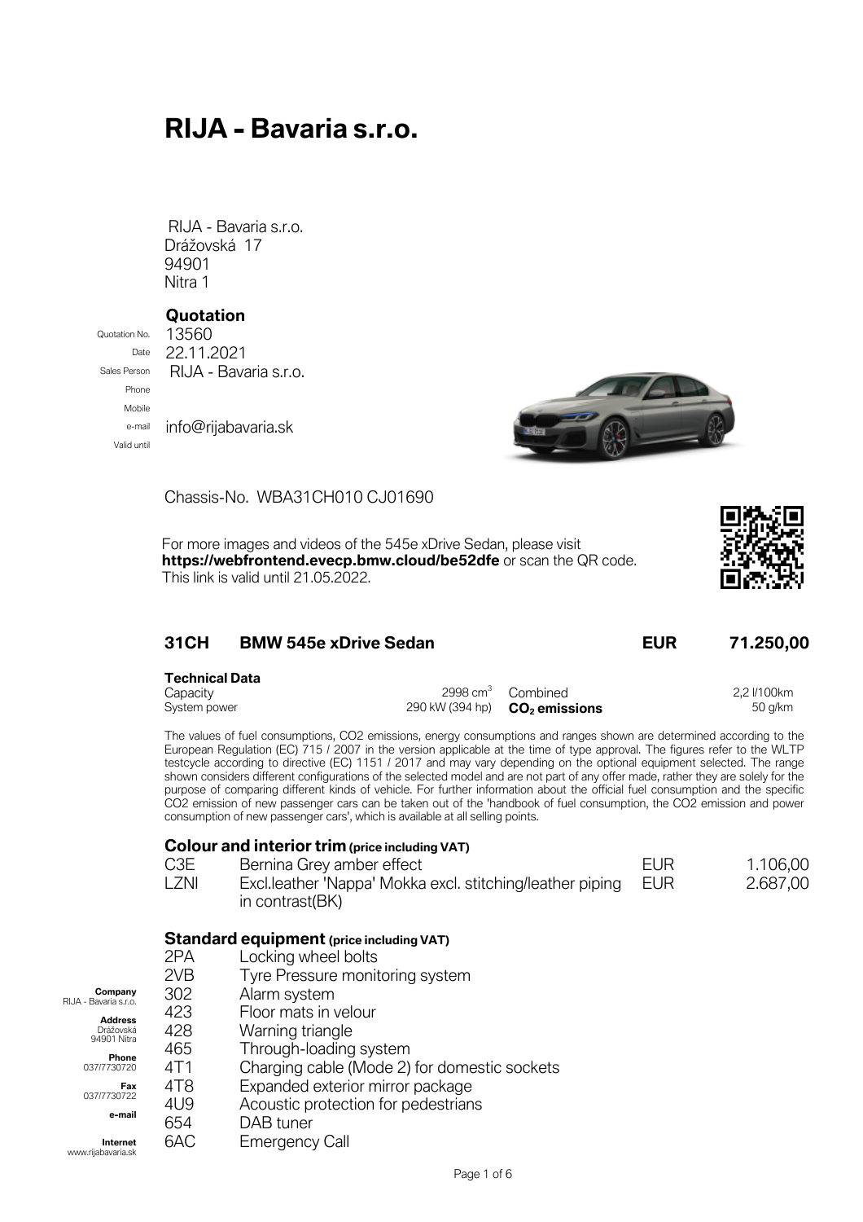# RIJA - Bavaria s.r.o.

RIJA - Bavaria s.r.o.
Drážovská 17
94901
Nitra 1

## Quotation

| | |
|---|---|
| Quotation No. | 13560 |
| Date | 22.11.2021 |
| Sales Person | RIJA - Bavaria s.r.o. |
| Phone | |
| Mobile | |
| e-mail | info@rijabavaria.sk |
| Valid until | |

Chassis-No. WBA31CH010 CJ01690

For more images and videos of the 545e xDrive Sedan, please visit **https://webfrontend.evecp.bmw.cloud/be52dfe** or scan the QR code. This link is valid until 21.05.2022.

### 31CH BMW 545e xDrive Sedan — EUR 71.250,00

**Technical Data**

| | | | |
|---|---|---|---|
| Capacity | 2998 cm$^3$ | Combined | 2,2 l/100km |
| System power | 290 kW (394 hp) | **$CO_2$ emissions** | 50 g/km |

The values of fuel consumptions, CO2 emissions, energy consumptions and ranges shown are determined according to the European Regulation (EC) 715 / 2007 in the version applicable at the time of type approval. The figures refer to the WLTP testcycle according to directive (EC) 1151 / 2017 and may vary depending on the optional equipment selected. The range shown considers different configurations of the selected model and are not part of any offer made, rather they are solely for the purpose of comparing different kinds of vehicle. For further information about the official fuel consumption and the specific CO2 emission of new passenger cars can be taken out of the 'handbook of fuel consumption, the CO2 emission and power consumption of new passenger cars', which is available at all selling points.

### Colour and interior trim (price including VAT)

| Code | Description | Currency | Price |
|---|---|---|---|
| C3E | Bernina Grey amber effect | EUR | 1.106,00 |
| LZNI | Excl.leather 'Nappa' Mokka excl. stitching/leather piping in contrast(BK) | EUR | 2.687,00 |

### Standard equipment (price including VAT)

| Code | Description |
|---|---|
| 2PA | Locking wheel bolts |
| 2VB | Tyre Pressure monitoring system |
| 302 | Alarm system |
| 423 | Floor mats in velour |
| 428 | Warning triangle |
| 465 | Through-loading system |
| 4T1 | Charging cable (Mode 2) for domestic sockets |
| 4T8 | Expanded exterior mirror package |
| 4U9 | Acoustic protection for pedestrians |
| 654 | DAB tuner |
| 6AC | Emergency Call |

**Company**
RIJA - Bavaria s.r.o.

**Address**
Drážovská
94901 Nitra

**Phone**
037/7730720

**Fax**
037/7730722

**e-mail**

**Internet**
www.rijabavaria.sk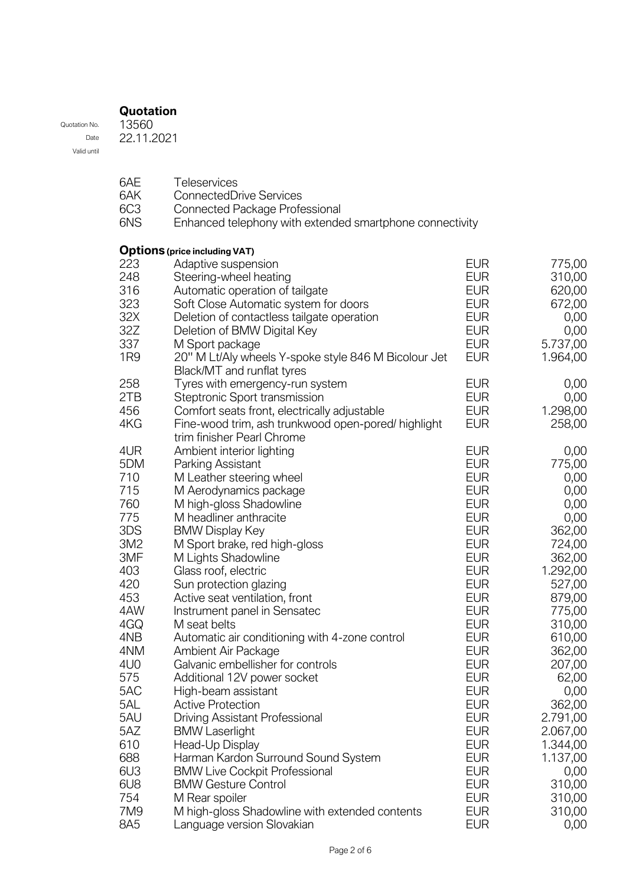## Quotation

Quotation No. 13560
Date 22.11.2021
Valid until

| | |
|---|---|
| 6AE | Teleservices |
| 6AK | ConnectedDrive Services |
| 6C3 | Connected Package Professional |
| 6NS | Enhanced telephony with extended smartphone connectivity |

### Options (price including VAT)

| Code | Option | Currency | Price |
|---|---|---|---|
| 223 | Adaptive suspension | EUR | 775,00 |
| 248 | Steering-wheel heating | EUR | 310,00 |
| 316 | Automatic operation of tailgate | EUR | 620,00 |
| 323 | Soft Close Automatic system for doors | EUR | 672,00 |
| 32X | Deletion of contactless tailgate operation | EUR | 0,00 |
| 32Z | Deletion of BMW Digital Key | EUR | 0,00 |
| 337 | M Sport package | EUR | 5.737,00 |
| 1R9 | 20" M Lt/Aly wheels Y-spoke style 846 M Bicolour Jet Black/MT and runflat tyres | EUR | 1.964,00 |
| 258 | Tyres with emergency-run system | EUR | 0,00 |
| 2TB | Steptronic Sport transmission | EUR | 0,00 |
| 456 | Comfort seats front, electrically adjustable | EUR | 1.298,00 |
| 4KG | Fine-wood trim, ash trunkwood open-pored/ highlight trim finisher Pearl Chrome | EUR | 258,00 |
| 4UR | Ambient interior lighting | EUR | 0,00 |
| 5DM | Parking Assistant | EUR | 775,00 |
| 710 | M Leather steering wheel | EUR | 0,00 |
| 715 | M Aerodynamics package | EUR | 0,00 |
| 760 | M high-gloss Shadowline | EUR | 0,00 |
| 775 | M headliner anthracite | EUR | 0,00 |
| 3DS | BMW Display Key | EUR | 362,00 |
| 3M2 | M Sport brake, red high-gloss | EUR | 724,00 |
| 3MF | M Lights Shadowline | EUR | 362,00 |
| 403 | Glass roof, electric | EUR | 1.292,00 |
| 420 | Sun protection glazing | EUR | 527,00 |
| 453 | Active seat ventilation, front | EUR | 879,00 |
| 4AW | Instrument panel in Sensatec | EUR | 775,00 |
| 4GQ | M seat belts | EUR | 310,00 |
| 4NB | Automatic air conditioning with 4-zone control | EUR | 610,00 |
| 4NM | Ambient Air Package | EUR | 362,00 |
| 4U0 | Galvanic embellisher for controls | EUR | 207,00 |
| 575 | Additional 12V power socket | EUR | 62,00 |
| 5AC | High-beam assistant | EUR | 0,00 |
| 5AL | Active Protection | EUR | 362,00 |
| 5AU | Driving Assistant Professional | EUR | 2.791,00 |
| 5AZ | BMW Laserlight | EUR | 2.067,00 |
| 610 | Head-Up Display | EUR | 1.344,00 |
| 688 | Harman Kardon Surround Sound System | EUR | 1.137,00 |
| 6U3 | BMW Live Cockpit Professional | EUR | 0,00 |
| 6U8 | BMW Gesture Control | EUR | 310,00 |
| 754 | M Rear spoiler | EUR | 310,00 |
| 7M9 | M high-gloss Shadowline with extended contents | EUR | 310,00 |
| 8A5 | Language version Slovakian | EUR | 0,00 |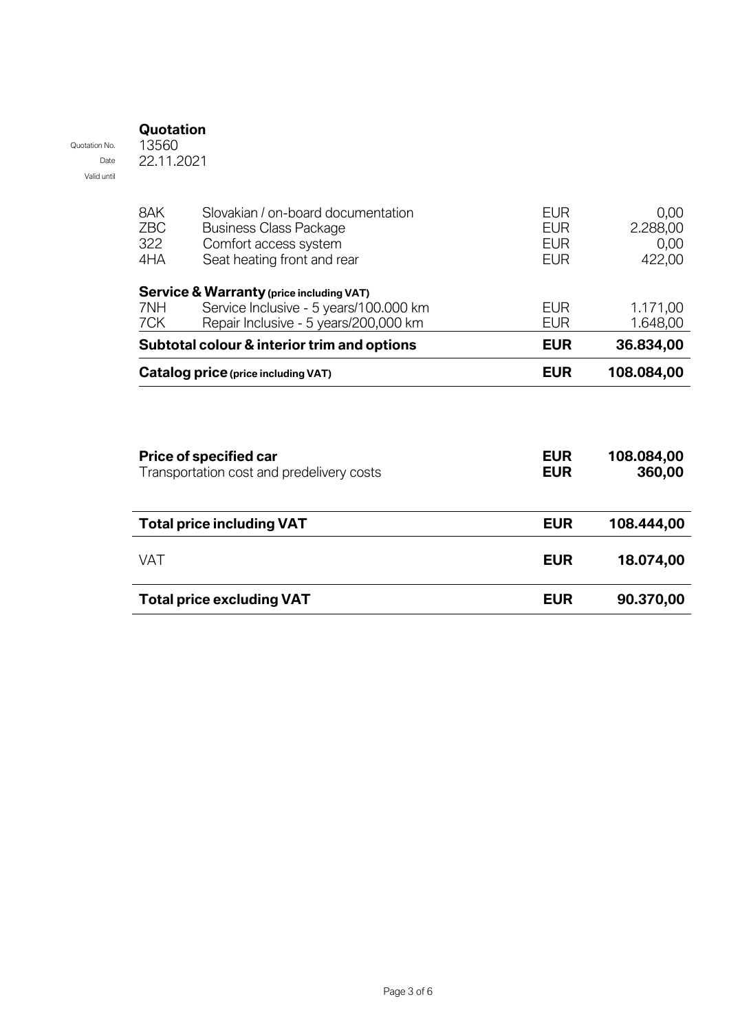**Quotation**

Quotation No. 13560
Date 22.11.2021
Valid until

| | | | |
|---|---|---|---|
| 8AK | Slovakian / on-board documentation | EUR | 0,00 |
| ZBC | Business Class Package | EUR | 2.288,00 |
| 322 | Comfort access system | EUR | 0,00 |
| 4HA | Seat heating front and rear | EUR | 422,00 |
| **Service & Warranty (price including VAT)** | | | |
| 7NH | Service Inclusive - 5 years/100.000 km | EUR | 1.171,00 |
| 7CK | Repair Inclusive - 5 years/200,000 km | EUR | 1.648,00 |
| **Subtotal colour & interior trim and options** | | **EUR** | **36.834,00** |
| **Catalog price (price including VAT)** | | **EUR** | **108.084,00** |

| | | |
|---|---|---|
| **Price of specified car** | **EUR** | **108.084,00** |
| Transportation cost and predelivery costs | **EUR** | **360,00** |
| **Total price including VAT** | **EUR** | **108.444,00** |
| VAT | **EUR** | **18.074,00** |
| **Total price excluding VAT** | **EUR** | **90.370,00** |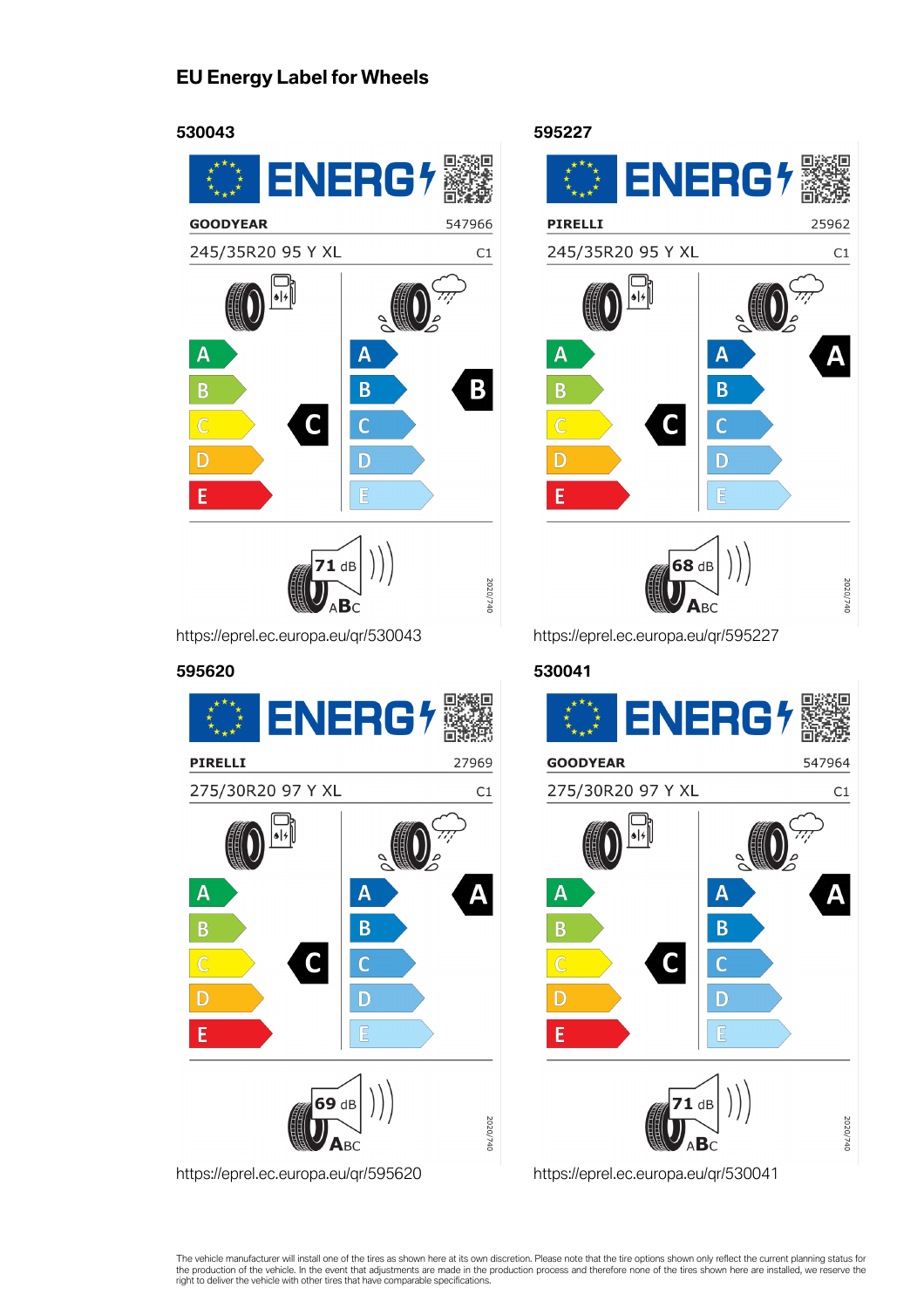## EU Energy Label for Wheels

### 530043

ENERGY

GOODYEAR 547966

245/35R20 95 Y XL C1

Fuel efficiency: C

Wet grip: B

Noise: 71 dB — B (ABC)

2020/740

https://eprel.ec.europa.eu/qr/530043

### 595227

ENERGY

PIRELLI 25962

245/35R20 95 Y XL C1

Fuel efficiency: C

Wet grip: A

Noise: 68 dB — A (ABC)

2020/740

https://eprel.ec.europa.eu/qr/595227

### 595620

ENERGY

PIRELLI 27969

275/30R20 97 Y XL C1

Fuel efficiency: C

Wet grip: A

Noise: 69 dB — A (ABC)

2020/740

https://eprel.ec.europa.eu/qr/595620

### 530041

ENERGY

GOODYEAR 547964

275/30R20 97 Y XL C1

Fuel efficiency: C

Wet grip: A

Noise: 71 dB — B (ABC)

2020/740

https://eprel.ec.europa.eu/qr/530041

The vehicle manufacturer will install one of the tires as shown here at its own discretion. Please note that the tire options shown only reflect the current planning status for the production of the vehicle. In the event that adjustments are made in the production process and therefore none of the tires shown here are installed, we reserve the right to deliver the vehicle with other tires that have comparable specifications.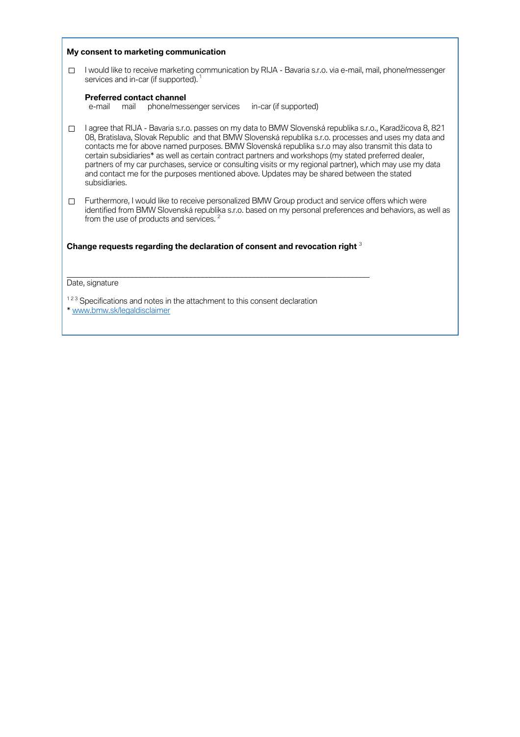**My consent to marketing communication**

☐ I would like to receive marketing communication by RIJA - Bavaria s.r.o. via e-mail, mail, phone/messenger services and in-car (if supported). [1]

**Preferred contact channel**
e-mail  mail  phone/messenger services  in-car (if supported)

☐ I agree that RIJA - Bavaria s.r.o. passes on my data to BMW Slovenská republika s.r.o., Karadžicova 8, 821 08, Bratislava, Slovak Republic and that BMW Slovenská republika s.r.o. processes and uses my data and contacts me for above named purposes. BMW Slovenská republika s.r.o may also transmit this data to certain subsidiaries* as well as certain contract partners and workshops (my stated preferred dealer, partners of my car purchases, service or consulting visits or my regional partner), which may use my data and contact me for the purposes mentioned above. Updates may be shared between the stated subsidiaries.

☐ Furthermore, I would like to receive personalized BMW Group product and service offers which were identified from BMW Slovenská republika s.r.o. based on my personal preferences and behaviors, as well as from the use of products and services. [2]

**Change requests regarding the declaration of consent and revocation right** [3]

\_\_\_\_\_\_\_\_\_\_\_\_\_\_\_\_\_\_\_\_\_\_\_\_\_\_\_\_\_\_\_\_\_\_\_\_\_\_\_\_\_\_\_\_\_\_\_\_\_\_\_\_

Date, signature

[1 2 3] Specifications and notes in the attachment to this consent declaration

* www.bmw.sk/legaldisclaimer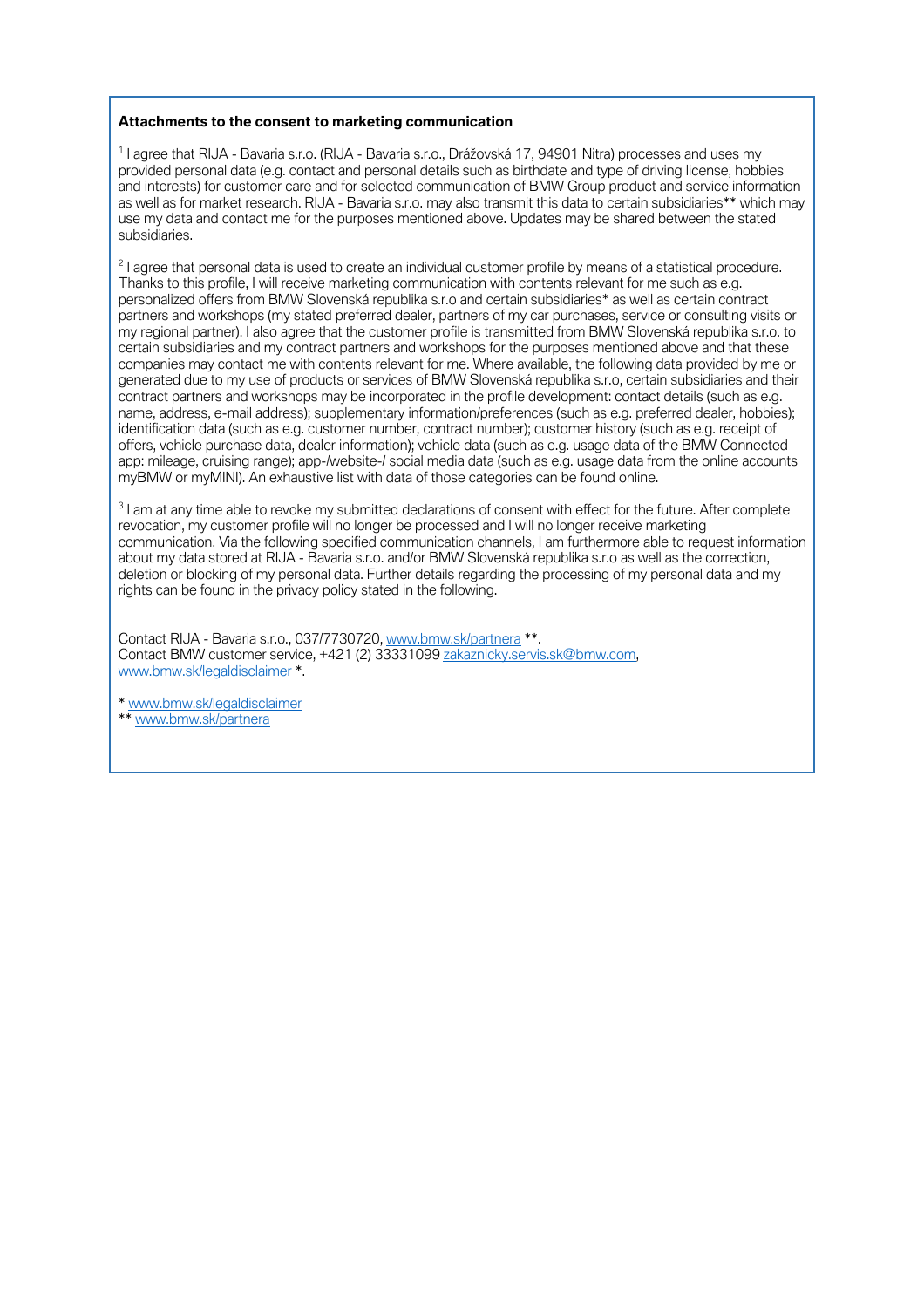**Attachments to the consent to marketing communication**

[1] I agree that RIJA - Bavaria s.r.o. (RIJA - Bavaria s.r.o., Drážovská 17, 94901 Nitra) processes and uses my provided personal data (e.g. contact and personal details such as birthdate and type of driving license, hobbies and interests) for customer care and for selected communication of BMW Group product and service information as well as for market research. RIJA - Bavaria s.r.o. may also transmit this data to certain subsidiaries** which may use my data and contact me for the purposes mentioned above. Updates may be shared between the stated subsidiaries.

[2] I agree that personal data is used to create an individual customer profile by means of a statistical procedure. Thanks to this profile, I will receive marketing communication with contents relevant for me such as e.g. personalized offers from BMW Slovenská republika s.r.o and certain subsidiaries* as well as certain contract partners and workshops (my stated preferred dealer, partners of my car purchases, service or consulting visits or my regional partner). I also agree that the customer profile is transmitted from BMW Slovenská republika s.r.o. to certain subsidiaries and my contract partners and workshops for the purposes mentioned above and that these companies may contact me with contents relevant for me. Where available, the following data provided by me or generated due to my use of products or services of BMW Slovenská republika s.r.o, certain subsidiaries and their contract partners and workshops may be incorporated in the profile development: contact details (such as e.g. name, address, e-mail address); supplementary information/preferences (such as e.g. preferred dealer, hobbies); identification data (such as e.g. customer number, contract number); customer history (such as e.g. receipt of offers, vehicle purchase data, dealer information); vehicle data (such as e.g. usage data of the BMW Connected app: mileage, cruising range); app-/website-/ social media data (such as e.g. usage data from the online accounts myBMW or myMINI). An exhaustive list with data of those categories can be found online.

[3] I am at any time able to revoke my submitted declarations of consent with effect for the future. After complete revocation, my customer profile will no longer be processed and I will no longer receive marketing communication. Via the following specified communication channels, I am furthermore able to request information about my data stored at RIJA - Bavaria s.r.o. and/or BMW Slovenská republika s.r.o as well as the correction, deletion or blocking of my personal data. Further details regarding the processing of my personal data and my rights can be found in the privacy policy stated in the following.

Contact RIJA - Bavaria s.r.o., 037/7730720, www.bmw.sk/partnera **.
Contact BMW customer service, +421 (2) 33331099 zakaznicky.servis.sk@bmw.com, www.bmw.sk/legaldisclaimer *.

* www.bmw.sk/legaldisclaimer
** www.bmw.sk/partnera